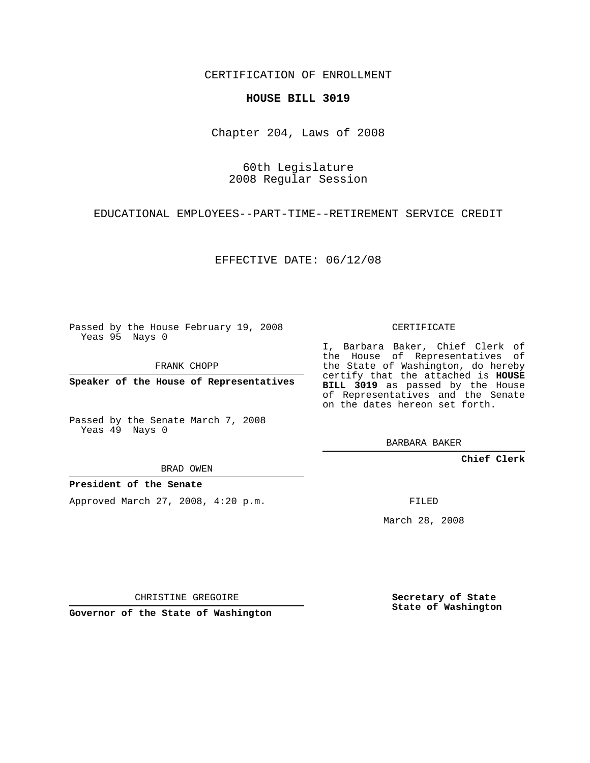CERTIFICATION OF ENROLLMENT

**HOUSE BILL 3019**

Chapter 204, Laws of 2008

60th Legislature
2008 Regular Session

EDUCATIONAL EMPLOYEES--PART-TIME--RETIREMENT SERVICE CREDIT

EFFECTIVE DATE: 06/12/08

Passed by the House February 19, 2008
Yeas 95 Nays 0

FRANK CHOPP

**Speaker of the House of Representatives**

Passed by the Senate March 7, 2008
Yeas 49 Nays 0

BRAD OWEN

**President of the Senate**

Approved March 27, 2008, 4:20 p.m.

CHRISTINE GREGOIRE

**Governor of the State of Washington**

CERTIFICATE

I, Barbara Baker, Chief Clerk of the House of Representatives of the State of Washington, do hereby certify that the attached is **HOUSE BILL 3019** as passed by the House of Representatives and the Senate on the dates hereon set forth.

BARBARA BAKER

**Chief Clerk**

FILED

March 28, 2008

**Secretary of State**
**State of Washington**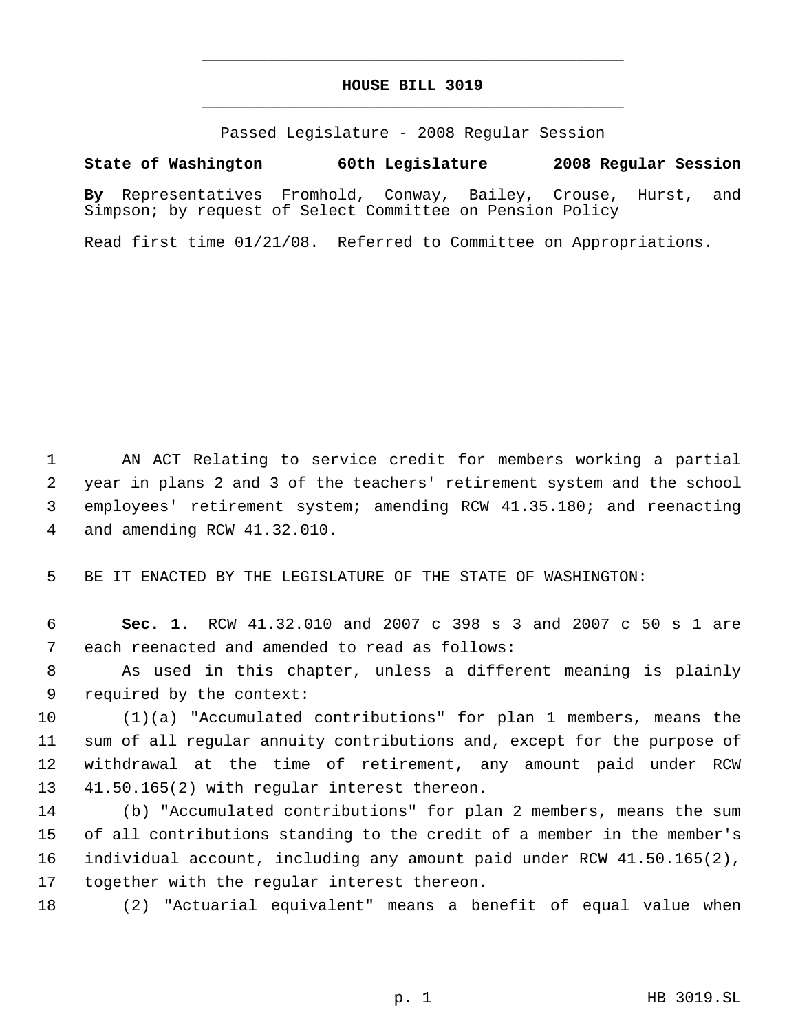# HOUSE BILL 3019

Passed Legislature - 2008 Regular Session

**State of Washington 60th Legislature 2008 Regular Session**

**By** Representatives Fromhold, Conway, Bailey, Crouse, Hurst, and Simpson; by request of Select Committee on Pension Policy

Read first time 01/21/08. Referred to Committee on Appropriations.

1 AN ACT Relating to service credit for members working a partial
2 year in plans 2 and 3 of the teachers' retirement system and the school
3 employees' retirement system; amending RCW 41.35.180; and reenacting
4 and amending RCW 41.32.010.

5 BE IT ENACTED BY THE LEGISLATURE OF THE STATE OF WASHINGTON:

6 **Sec. 1.** RCW 41.32.010 and 2007 c 398 s 3 and 2007 c 50 s 1 are
7 each reenacted and amended to read as follows:

8 As used in this chapter, unless a different meaning is plainly
9 required by the context:

10 (1)(a) "Accumulated contributions" for plan 1 members, means the
11 sum of all regular annuity contributions and, except for the purpose of
12 withdrawal at the time of retirement, any amount paid under RCW
13 41.50.165(2) with regular interest thereon.

14 (b) "Accumulated contributions" for plan 2 members, means the sum
15 of all contributions standing to the credit of a member in the member's
16 individual account, including any amount paid under RCW 41.50.165(2),
17 together with the regular interest thereon.

18 (2) "Actuarial equivalent" means a benefit of equal value when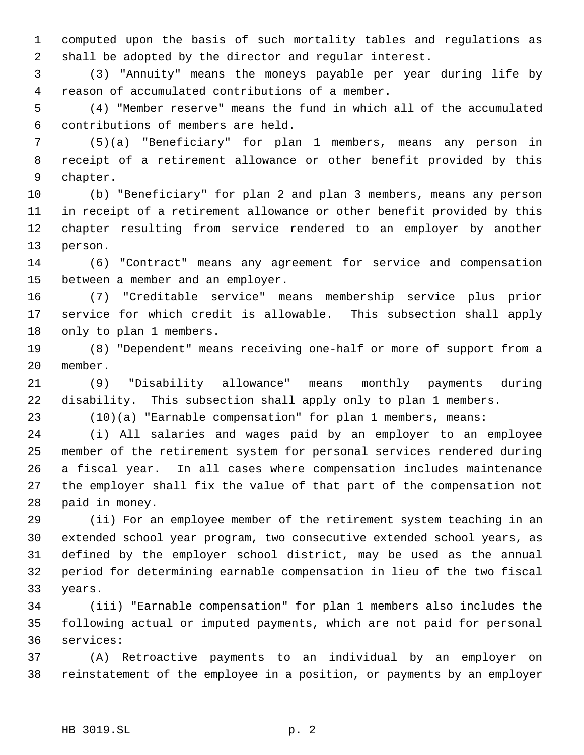computed upon the basis of such mortality tables and regulations as shall be adopted by the director and regular interest.

(3) "Annuity" means the moneys payable per year during life by reason of accumulated contributions of a member.

(4) "Member reserve" means the fund in which all of the accumulated contributions of members are held.

(5)(a) "Beneficiary" for plan 1 members, means any person in receipt of a retirement allowance or other benefit provided by this chapter.

(b) "Beneficiary" for plan 2 and plan 3 members, means any person in receipt of a retirement allowance or other benefit provided by this chapter resulting from service rendered to an employer by another person.

(6) "Contract" means any agreement for service and compensation between a member and an employer.

(7) "Creditable service" means membership service plus prior service for which credit is allowable. This subsection shall apply only to plan 1 members.

(8) "Dependent" means receiving one-half or more of support from a member.

(9) "Disability allowance" means monthly payments during disability. This subsection shall apply only to plan 1 members.

(10)(a) "Earnable compensation" for plan 1 members, means:

(i) All salaries and wages paid by an employer to an employee member of the retirement system for personal services rendered during a fiscal year. In all cases where compensation includes maintenance the employer shall fix the value of that part of the compensation not paid in money.

(ii) For an employee member of the retirement system teaching in an extended school year program, two consecutive extended school years, as defined by the employer school district, may be used as the annual period for determining earnable compensation in lieu of the two fiscal years.

(iii) "Earnable compensation" for plan 1 members also includes the following actual or imputed payments, which are not paid for personal services:

(A) Retroactive payments to an individual by an employer on reinstatement of the employee in a position, or payments by an employer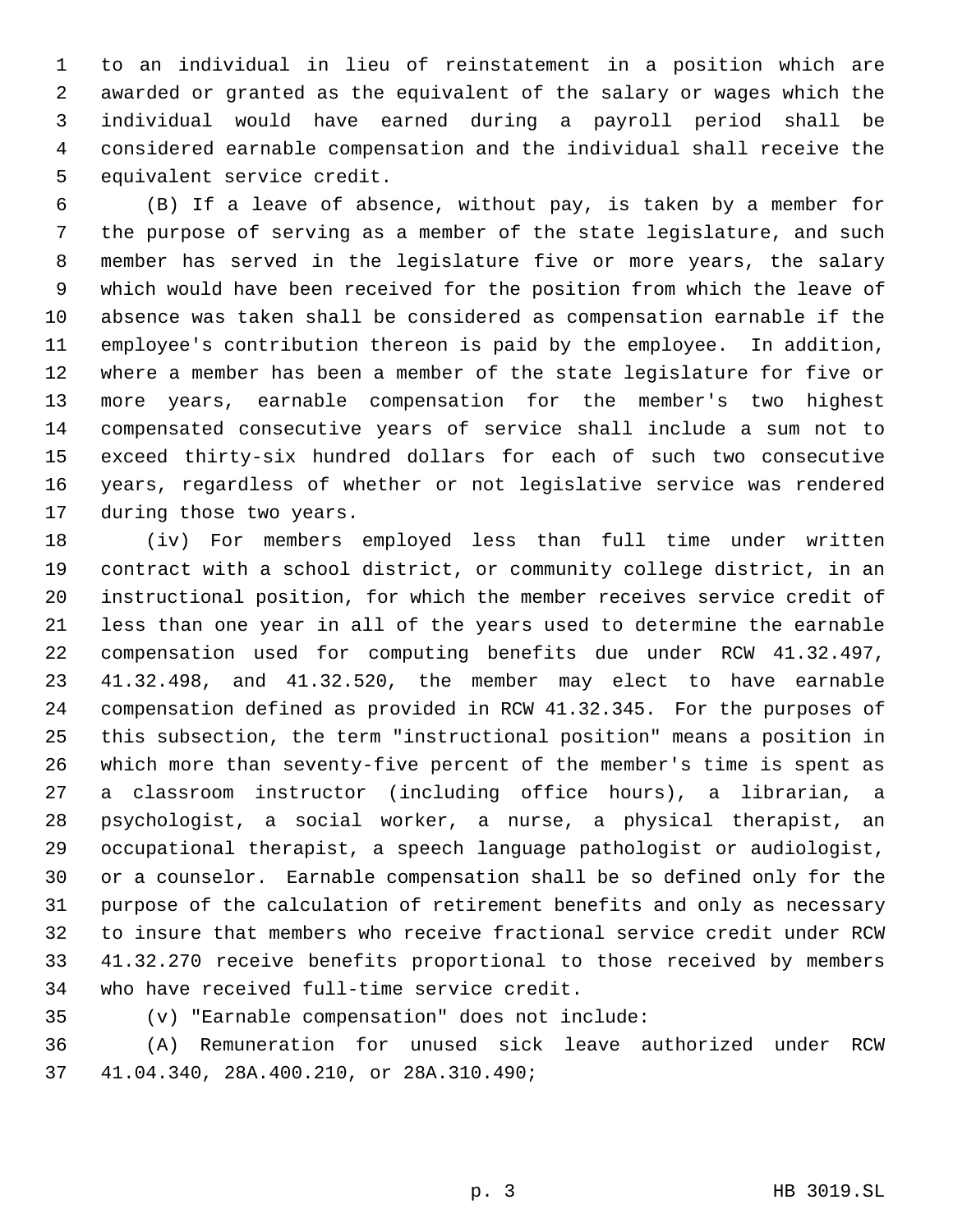to an individual in lieu of reinstatement in a position which are awarded or granted as the equivalent of the salary or wages which the individual would have earned during a payroll period shall be considered earnable compensation and the individual shall receive the equivalent service credit.

(B) If a leave of absence, without pay, is taken by a member for the purpose of serving as a member of the state legislature, and such member has served in the legislature five or more years, the salary which would have been received for the position from which the leave of absence was taken shall be considered as compensation earnable if the employee's contribution thereon is paid by the employee. In addition, where a member has been a member of the state legislature for five or more years, earnable compensation for the member's two highest compensated consecutive years of service shall include a sum not to exceed thirty-six hundred dollars for each of such two consecutive years, regardless of whether or not legislative service was rendered during those two years.

(iv) For members employed less than full time under written contract with a school district, or community college district, in an instructional position, for which the member receives service credit of less than one year in all of the years used to determine the earnable compensation used for computing benefits due under RCW 41.32.497, 41.32.498, and 41.32.520, the member may elect to have earnable compensation defined as provided in RCW 41.32.345. For the purposes of this subsection, the term "instructional position" means a position in which more than seventy-five percent of the member's time is spent as a classroom instructor (including office hours), a librarian, a psychologist, a social worker, a nurse, a physical therapist, an occupational therapist, a speech language pathologist or audiologist, or a counselor. Earnable compensation shall be so defined only for the purpose of the calculation of retirement benefits and only as necessary to insure that members who receive fractional service credit under RCW 41.32.270 receive benefits proportional to those received by members who have received full-time service credit.

(v) "Earnable compensation" does not include:

(A) Remuneration for unused sick leave authorized under RCW 41.04.340, 28A.400.210, or 28A.310.490;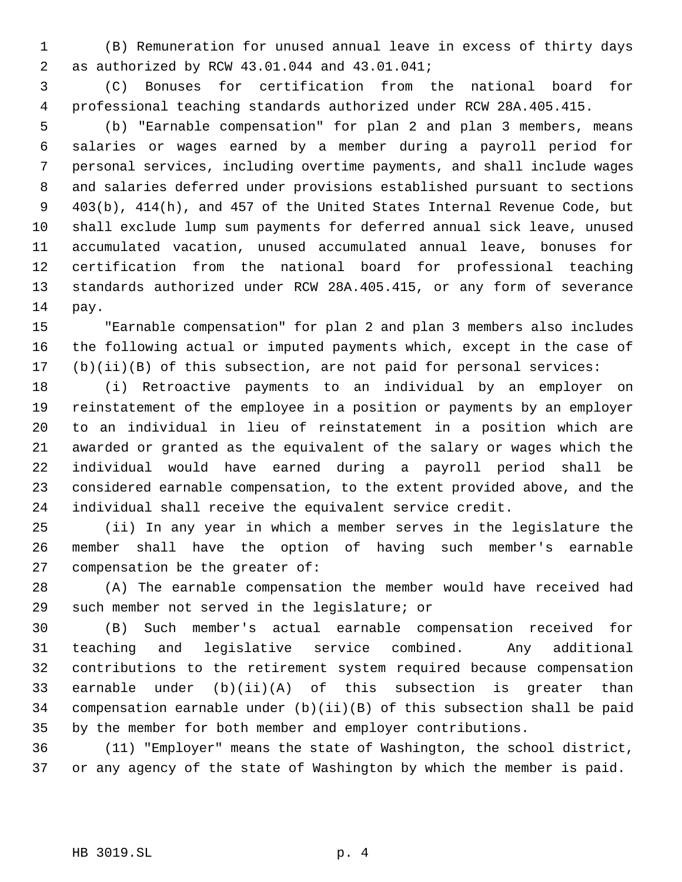(B) Remuneration for unused annual leave in excess of thirty days as authorized by RCW 43.01.044 and 43.01.041;

(C) Bonuses for certification from the national board for professional teaching standards authorized under RCW 28A.405.415.

(b) "Earnable compensation" for plan 2 and plan 3 members, means salaries or wages earned by a member during a payroll period for personal services, including overtime payments, and shall include wages and salaries deferred under provisions established pursuant to sections 403(b), 414(h), and 457 of the United States Internal Revenue Code, but shall exclude lump sum payments for deferred annual sick leave, unused accumulated vacation, unused accumulated annual leave, bonuses for certification from the national board for professional teaching standards authorized under RCW 28A.405.415, or any form of severance pay.

"Earnable compensation" for plan 2 and plan 3 members also includes the following actual or imputed payments which, except in the case of (b)(ii)(B) of this subsection, are not paid for personal services:

(i) Retroactive payments to an individual by an employer on reinstatement of the employee in a position or payments by an employer to an individual in lieu of reinstatement in a position which are awarded or granted as the equivalent of the salary or wages which the individual would have earned during a payroll period shall be considered earnable compensation, to the extent provided above, and the individual shall receive the equivalent service credit.

(ii) In any year in which a member serves in the legislature the member shall have the option of having such member's earnable compensation be the greater of:

(A) The earnable compensation the member would have received had such member not served in the legislature; or

(B) Such member's actual earnable compensation received for teaching and legislative service combined. Any additional contributions to the retirement system required because compensation earnable under (b)(ii)(A) of this subsection is greater than compensation earnable under (b)(ii)(B) of this subsection shall be paid by the member for both member and employer contributions.

(11) "Employer" means the state of Washington, the school district, or any agency of the state of Washington by which the member is paid.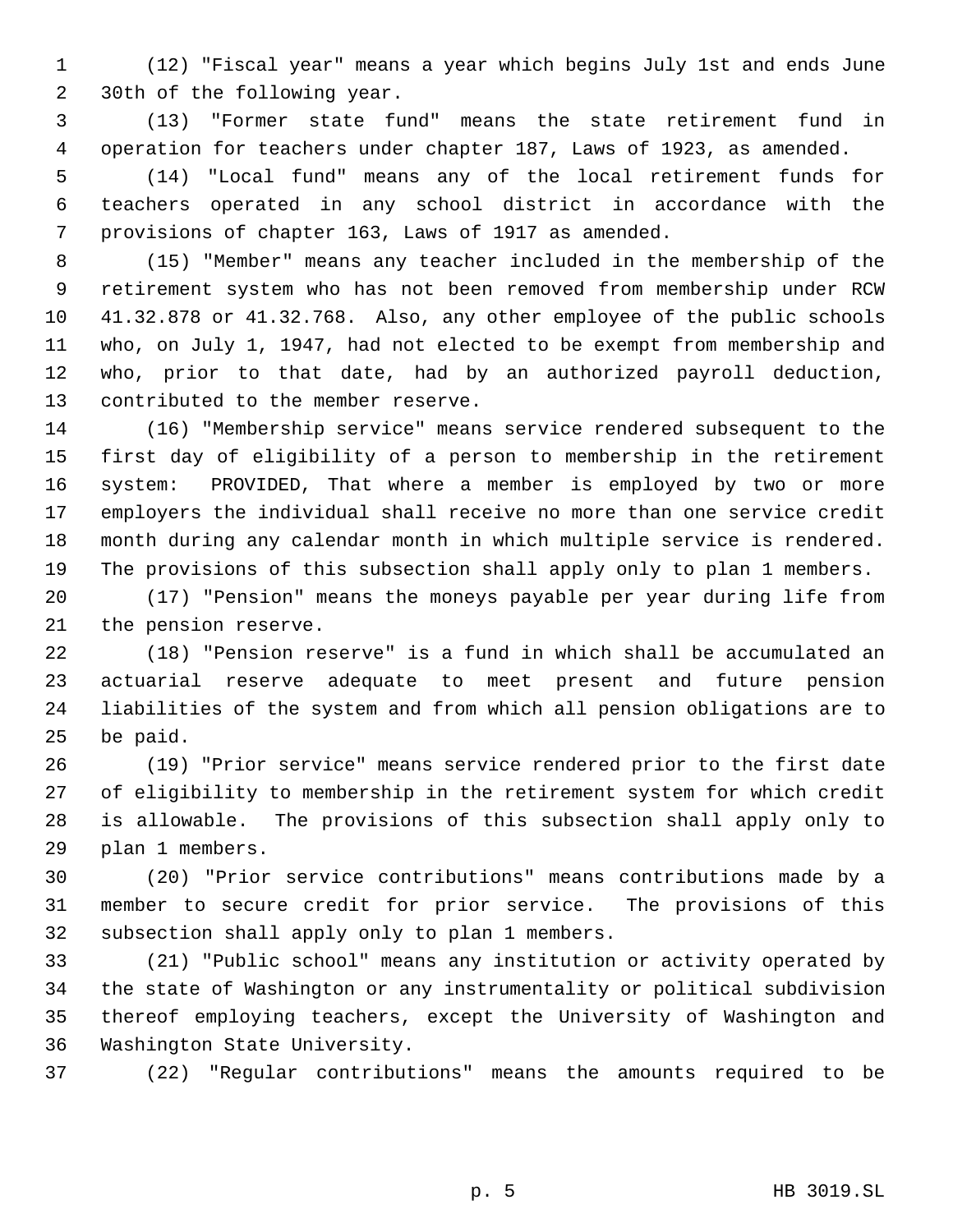(12) "Fiscal year" means a year which begins July 1st and ends June 30th of the following year.

(13) "Former state fund" means the state retirement fund in operation for teachers under chapter 187, Laws of 1923, as amended.

(14) "Local fund" means any of the local retirement funds for teachers operated in any school district in accordance with the provisions of chapter 163, Laws of 1917 as amended.

(15) "Member" means any teacher included in the membership of the retirement system who has not been removed from membership under RCW 41.32.878 or 41.32.768. Also, any other employee of the public schools who, on July 1, 1947, had not elected to be exempt from membership and who, prior to that date, had by an authorized payroll deduction, contributed to the member reserve.

(16) "Membership service" means service rendered subsequent to the first day of eligibility of a person to membership in the retirement system: PROVIDED, That where a member is employed by two or more employers the individual shall receive no more than one service credit month during any calendar month in which multiple service is rendered. The provisions of this subsection shall apply only to plan 1 members.

(17) "Pension" means the moneys payable per year during life from the pension reserve.

(18) "Pension reserve" is a fund in which shall be accumulated an actuarial reserve adequate to meet present and future pension liabilities of the system and from which all pension obligations are to be paid.

(19) "Prior service" means service rendered prior to the first date of eligibility to membership in the retirement system for which credit is allowable. The provisions of this subsection shall apply only to plan 1 members.

(20) "Prior service contributions" means contributions made by a member to secure credit for prior service. The provisions of this subsection shall apply only to plan 1 members.

(21) "Public school" means any institution or activity operated by the state of Washington or any instrumentality or political subdivision thereof employing teachers, except the University of Washington and Washington State University.

(22) "Regular contributions" means the amounts required to be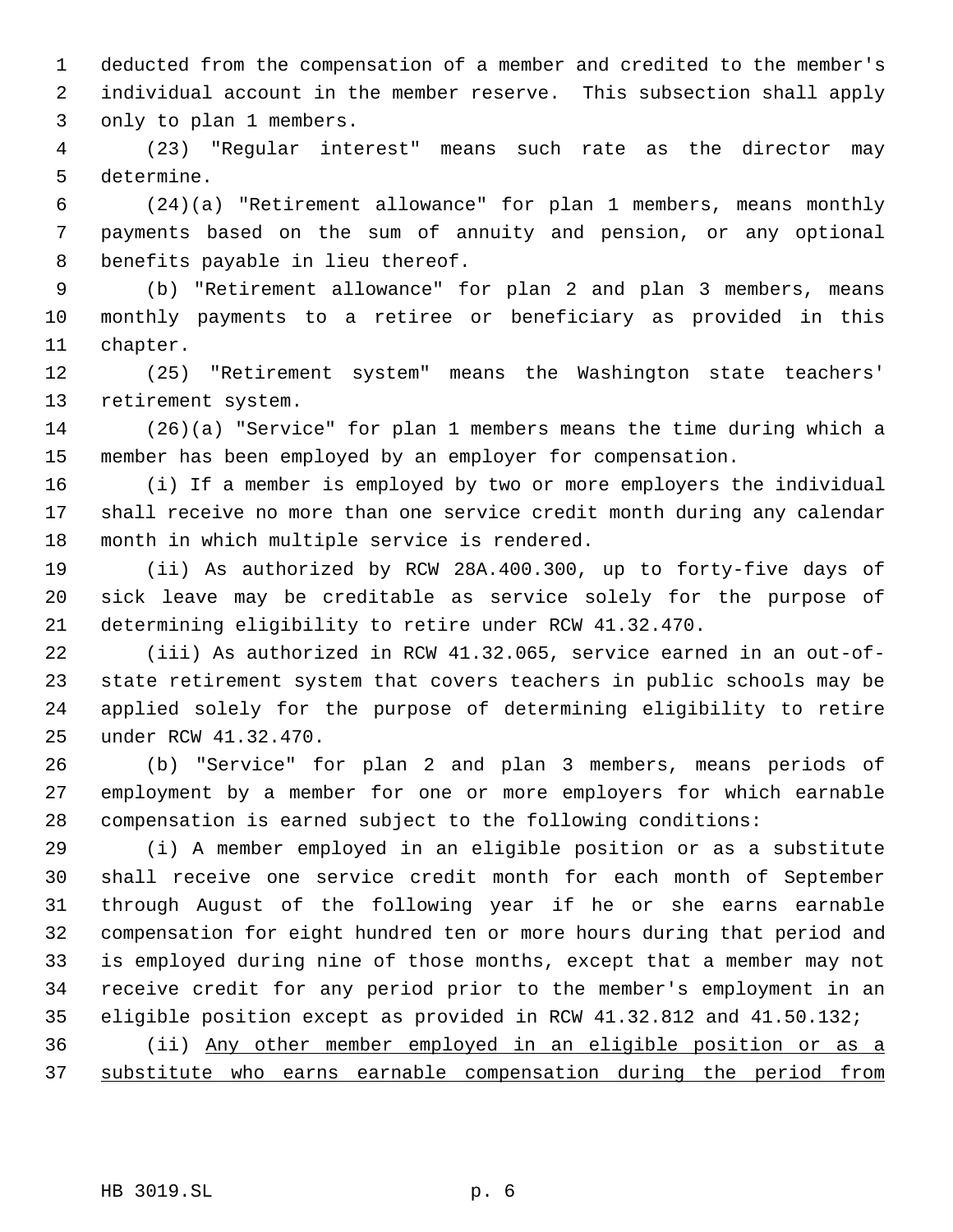deducted from the compensation of a member and credited to the member's individual account in the member reserve. This subsection shall apply only to plan 1 members.

(23) "Regular interest" means such rate as the director may determine.

(24)(a) "Retirement allowance" for plan 1 members, means monthly payments based on the sum of annuity and pension, or any optional benefits payable in lieu thereof.

(b) "Retirement allowance" for plan 2 and plan 3 members, means monthly payments to a retiree or beneficiary as provided in this chapter.

(25) "Retirement system" means the Washington state teachers' retirement system.

(26)(a) "Service" for plan 1 members means the time during which a member has been employed by an employer for compensation.

(i) If a member is employed by two or more employers the individual shall receive no more than one service credit month during any calendar month in which multiple service is rendered.

(ii) As authorized by RCW 28A.400.300, up to forty-five days of sick leave may be creditable as service solely for the purpose of determining eligibility to retire under RCW 41.32.470.

(iii) As authorized in RCW 41.32.065, service earned in an out-of-state retirement system that covers teachers in public schools may be applied solely for the purpose of determining eligibility to retire under RCW 41.32.470.

(b) "Service" for plan 2 and plan 3 members, means periods of employment by a member for one or more employers for which earnable compensation is earned subject to the following conditions:

(i) A member employed in an eligible position or as a substitute shall receive one service credit month for each month of September through August of the following year if he or she earns earnable compensation for eight hundred ten or more hours during that period and is employed during nine of those months, except that a member may not receive credit for any period prior to the member's employment in an eligible position except as provided in RCW 41.32.812 and 41.50.132;

(ii) <u>Any other member employed in an eligible position or as a substitute who earns earnable compensation during the period from</u>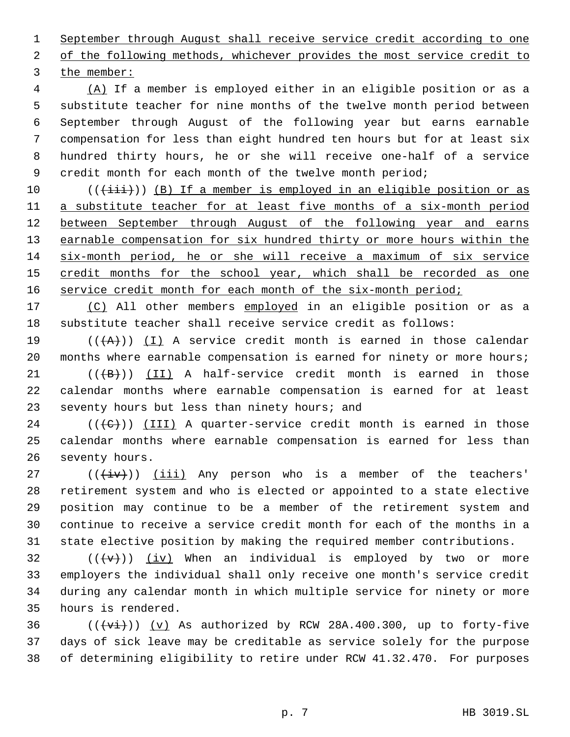September through August shall receive service credit according to one of the following methods, whichever provides the most service credit to the member:

(A) If a member is employed either in an eligible position or as a substitute teacher for nine months of the twelve month period between September through August of the following year but earns earnable compensation for less than eight hundred ten hours but for at least six hundred thirty hours, he or she will receive one-half of a service credit month for each month of the twelve month period;

(((iii))) (B) If a member is employed in an eligible position or as a substitute teacher for at least five months of a six-month period between September through August of the following year and earns earnable compensation for six hundred thirty or more hours within the six-month period, he or she will receive a maximum of six service credit months for the school year, which shall be recorded as one service credit month for each month of the six-month period;

(C) All other members employed in an eligible position or as a substitute teacher shall receive service credit as follows:

(((A))) (I) A service credit month is earned in those calendar months where earnable compensation is earned for ninety or more hours;

(((B))) (II) A half-service credit month is earned in those calendar months where earnable compensation is earned for at least seventy hours but less than ninety hours; and

(((C))) (III) A quarter-service credit month is earned in those calendar months where earnable compensation is earned for less than seventy hours.

(((iv))) (iii) Any person who is a member of the teachers' retirement system and who is elected or appointed to a state elective position may continue to be a member of the retirement system and continue to receive a service credit month for each of the months in a state elective position by making the required member contributions.

(((v))) (iv) When an individual is employed by two or more employers the individual shall only receive one month's service credit during any calendar month in which multiple service for ninety or more hours is rendered.

(((vi))) (v) As authorized by RCW 28A.400.300, up to forty-five days of sick leave may be creditable as service solely for the purpose of determining eligibility to retire under RCW 41.32.470. For purposes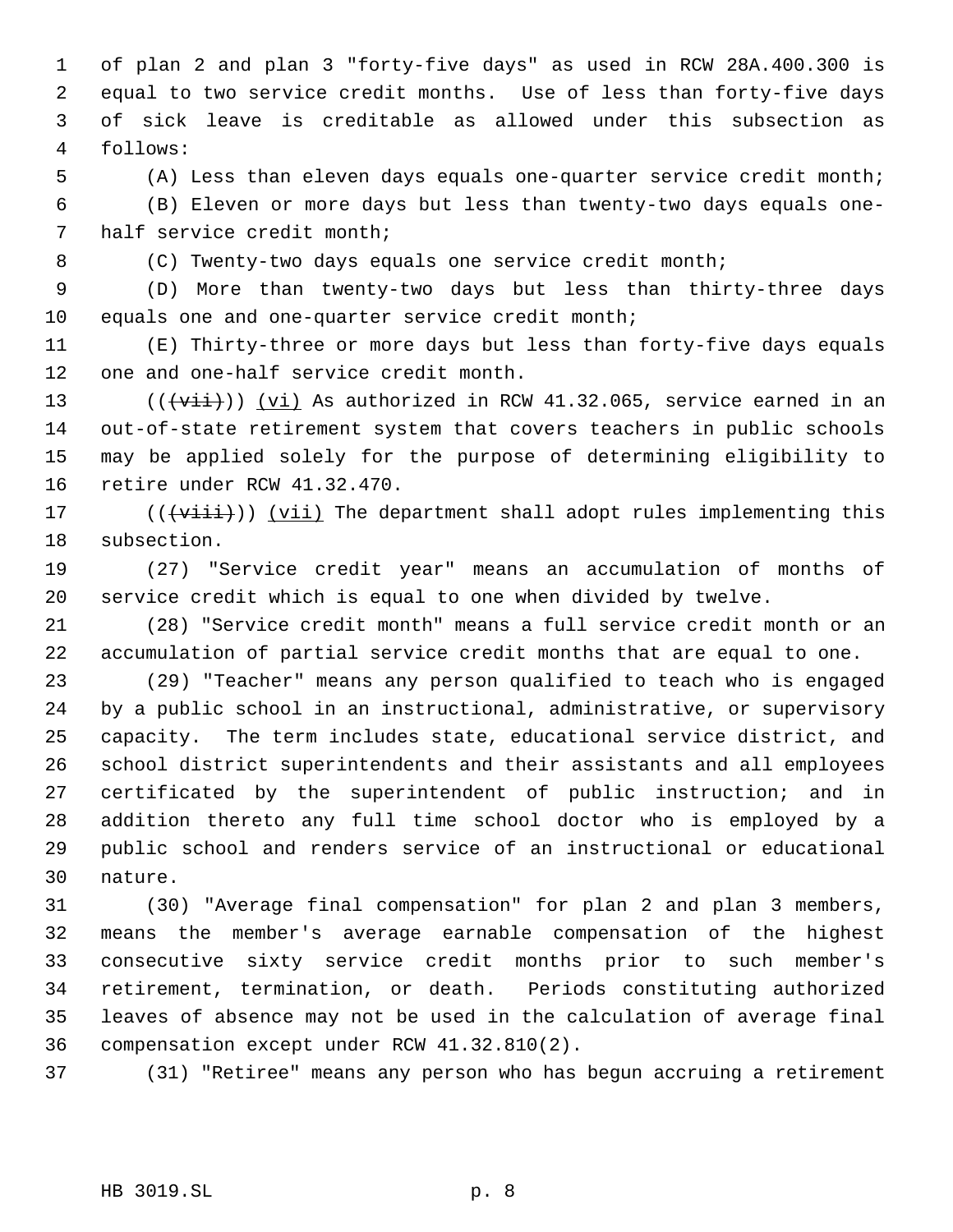of plan 2 and plan 3 "forty-five days" as used in RCW 28A.400.300 is equal to two service credit months. Use of less than forty-five days of sick leave is creditable as allowed under this subsection as follows:

(A) Less than eleven days equals one-quarter service credit month;

(B) Eleven or more days but less than twenty-two days equals one-half service credit month;

(C) Twenty-two days equals one service credit month;

(D) More than twenty-two days but less than thirty-three days equals one and one-quarter service credit month;

(E) Thirty-three or more days but less than forty-five days equals one and one-half service credit month.

(( ~~(vii)~~ )) (vi) As authorized in RCW 41.32.065, service earned in an out-of-state retirement system that covers teachers in public schools may be applied solely for the purpose of determining eligibility to retire under RCW 41.32.470.

(( ~~(viii)~~ )) (vii) The department shall adopt rules implementing this subsection.

(27) "Service credit year" means an accumulation of months of service credit which is equal to one when divided by twelve.

(28) "Service credit month" means a full service credit month or an accumulation of partial service credit months that are equal to one.

(29) "Teacher" means any person qualified to teach who is engaged by a public school in an instructional, administrative, or supervisory capacity. The term includes state, educational service district, and school district superintendents and their assistants and all employees certificated by the superintendent of public instruction; and in addition thereto any full time school doctor who is employed by a public school and renders service of an instructional or educational nature.

(30) "Average final compensation" for plan 2 and plan 3 members, means the member's average earnable compensation of the highest consecutive sixty service credit months prior to such member's retirement, termination, or death. Periods constituting authorized leaves of absence may not be used in the calculation of average final compensation except under RCW 41.32.810(2).

(31) "Retiree" means any person who has begun accruing a retirement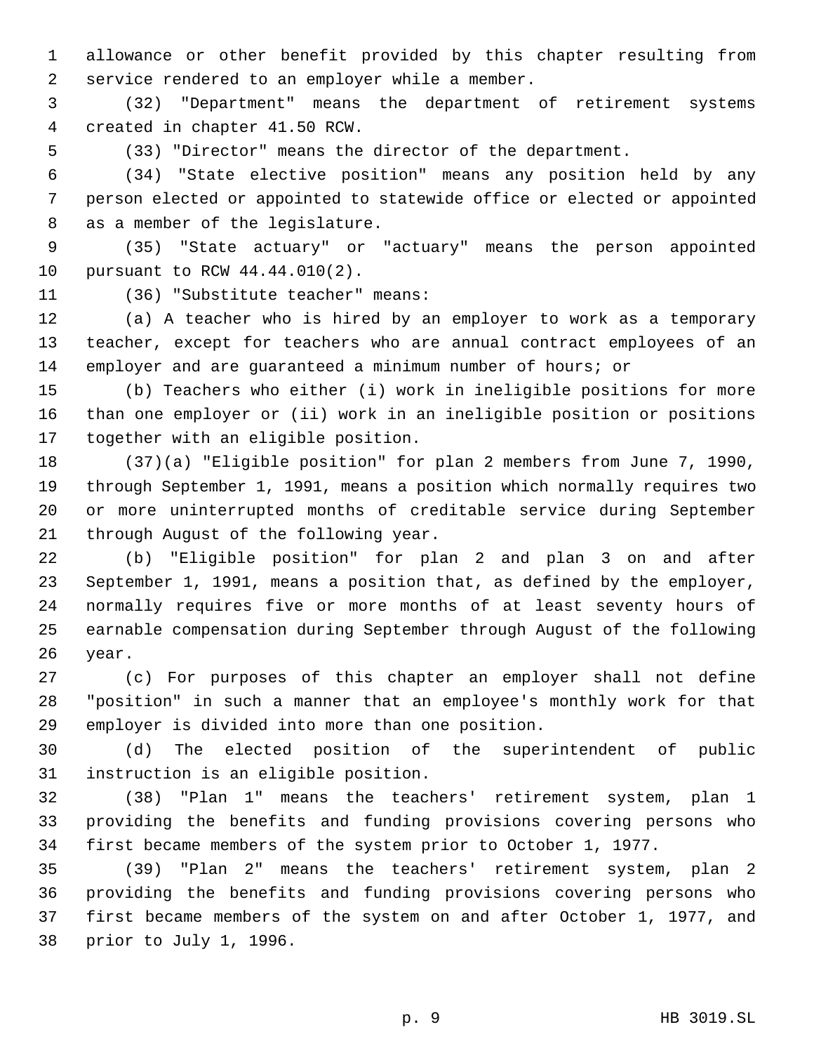allowance or other benefit provided by this chapter resulting from service rendered to an employer while a member.

(32) "Department" means the department of retirement systems created in chapter 41.50 RCW.

(33) "Director" means the director of the department.

(34) "State elective position" means any position held by any person elected or appointed to statewide office or elected or appointed as a member of the legislature.

(35) "State actuary" or "actuary" means the person appointed pursuant to RCW 44.44.010(2).

(36) "Substitute teacher" means:

(a) A teacher who is hired by an employer to work as a temporary teacher, except for teachers who are annual contract employees of an employer and are guaranteed a minimum number of hours; or

(b) Teachers who either (i) work in ineligible positions for more than one employer or (ii) work in an ineligible position or positions together with an eligible position.

(37)(a) "Eligible position" for plan 2 members from June 7, 1990, through September 1, 1991, means a position which normally requires two or more uninterrupted months of creditable service during September through August of the following year.

(b) "Eligible position" for plan 2 and plan 3 on and after September 1, 1991, means a position that, as defined by the employer, normally requires five or more months of at least seventy hours of earnable compensation during September through August of the following year.

(c) For purposes of this chapter an employer shall not define "position" in such a manner that an employee's monthly work for that employer is divided into more than one position.

(d) The elected position of the superintendent of public instruction is an eligible position.

(38) "Plan 1" means the teachers' retirement system, plan 1 providing the benefits and funding provisions covering persons who first became members of the system prior to October 1, 1977.

(39) "Plan 2" means the teachers' retirement system, plan 2 providing the benefits and funding provisions covering persons who first became members of the system on and after October 1, 1977, and prior to July 1, 1996.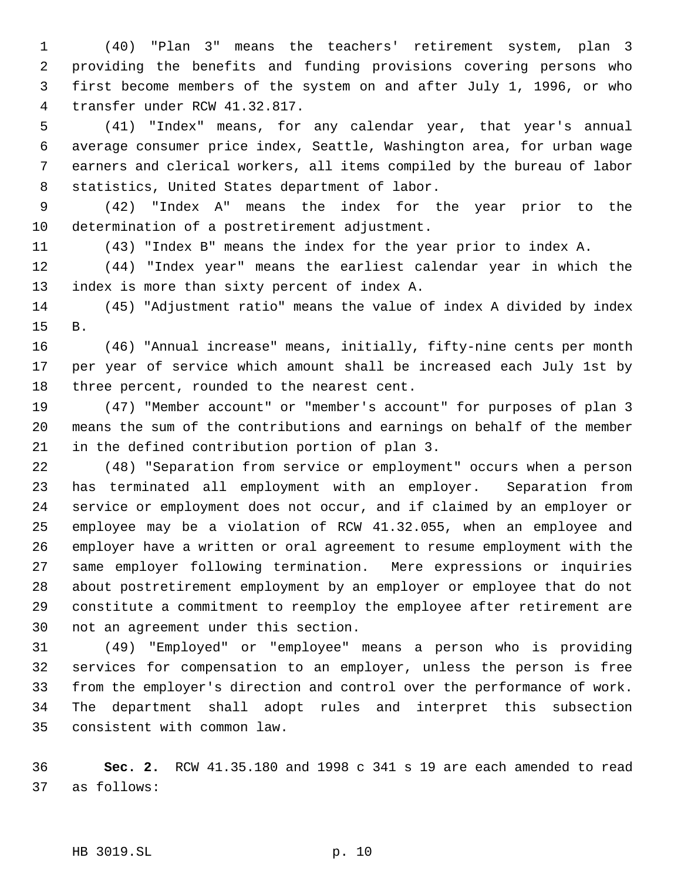(40) "Plan 3" means the teachers' retirement system, plan 3 providing the benefits and funding provisions covering persons who first become members of the system on and after July 1, 1996, or who transfer under RCW 41.32.817.

(41) "Index" means, for any calendar year, that year's annual average consumer price index, Seattle, Washington area, for urban wage earners and clerical workers, all items compiled by the bureau of labor statistics, United States department of labor.

(42) "Index A" means the index for the year prior to the determination of a postretirement adjustment.

(43) "Index B" means the index for the year prior to index A.

(44) "Index year" means the earliest calendar year in which the index is more than sixty percent of index A.

(45) "Adjustment ratio" means the value of index A divided by index B.

(46) "Annual increase" means, initially, fifty-nine cents per month per year of service which amount shall be increased each July 1st by three percent, rounded to the nearest cent.

(47) "Member account" or "member's account" for purposes of plan 3 means the sum of the contributions and earnings on behalf of the member in the defined contribution portion of plan 3.

(48) "Separation from service or employment" occurs when a person has terminated all employment with an employer. Separation from service or employment does not occur, and if claimed by an employer or employee may be a violation of RCW 41.32.055, when an employee and employer have a written or oral agreement to resume employment with the same employer following termination. Mere expressions or inquiries about postretirement employment by an employer or employee that do not constitute a commitment to reemploy the employee after retirement are not an agreement under this section.

(49) "Employed" or "employee" means a person who is providing services for compensation to an employer, unless the person is free from the employer's direction and control over the performance of work. The department shall adopt rules and interpret this subsection consistent with common law.

**Sec. 2.** RCW 41.35.180 and 1998 c 341 s 19 are each amended to read as follows: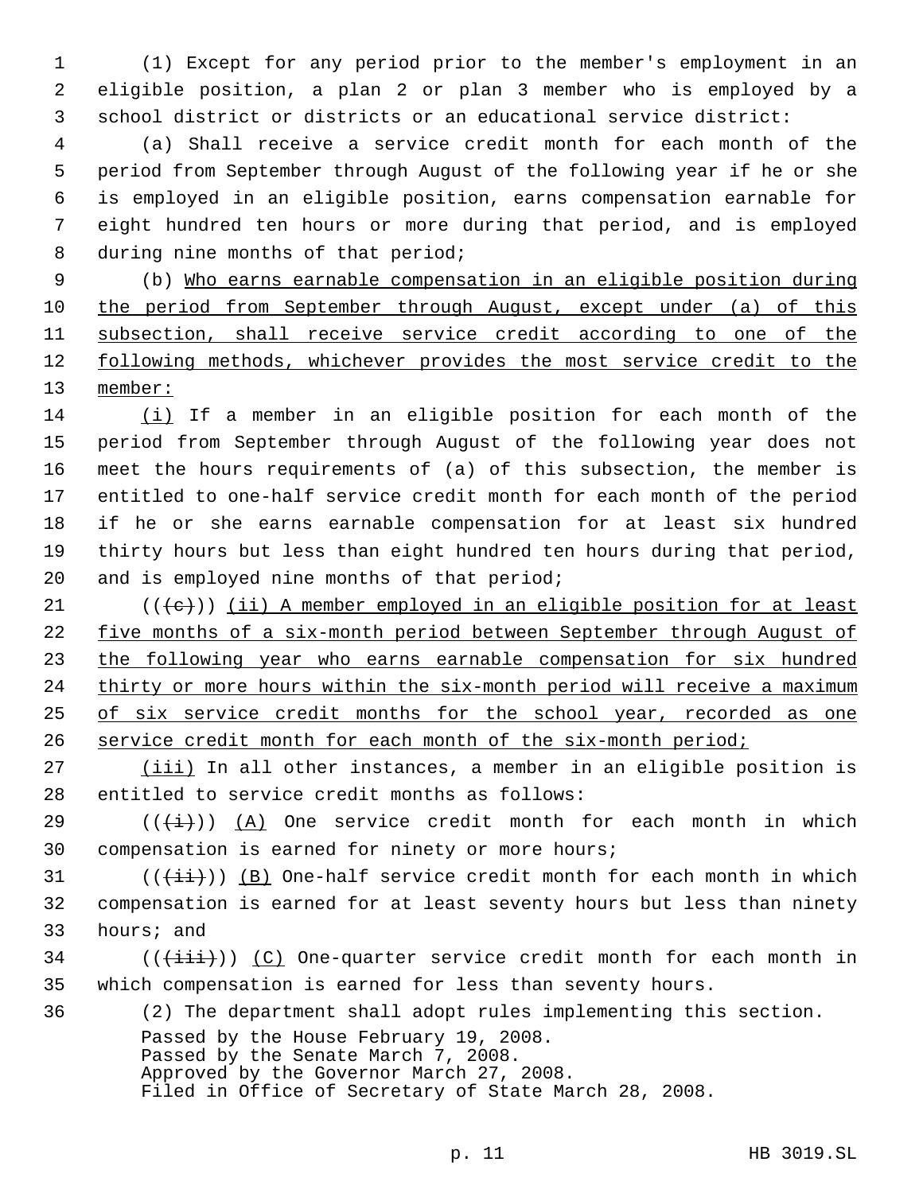(1) Except for any period prior to the member's employment in an eligible position, a plan 2 or plan 3 member who is employed by a school district or districts or an educational service district:

(a) Shall receive a service credit month for each month of the period from September through August of the following year if he or she is employed in an eligible position, earns compensation earnable for eight hundred ten hours or more during that period, and is employed during nine months of that period;

(b) Who earns earnable compensation in an eligible position during the period from September through August, except under (a) of this subsection, shall receive service credit according to one of the following methods, whichever provides the most service credit to the member:

(i) If a member in an eligible position for each month of the period from September through August of the following year does not meet the hours requirements of (a) of this subsection, the member is entitled to one-half service credit month for each month of the period if he or she earns earnable compensation for at least six hundred thirty hours but less than eight hundred ten hours during that period, and is employed nine months of that period;

((~~(c)~~)) (ii) A member employed in an eligible position for at least five months of a six-month period between September through August of the following year who earns earnable compensation for six hundred thirty or more hours within the six-month period will receive a maximum of six service credit months for the school year, recorded as one service credit month for each month of the six-month period;

(iii) In all other instances, a member in an eligible position is entitled to service credit months as follows:

((~~(i)~~)) (A) One service credit month for each month in which compensation is earned for ninety or more hours;

((~~(ii)~~)) (B) One-half service credit month for each month in which compensation is earned for at least seventy hours but less than ninety hours; and

((~~(iii)~~)) (C) One-quarter service credit month for each month in which compensation is earned for less than seventy hours.

(2) The department shall adopt rules implementing this section.

Passed by the House February 19, 2008.
Passed by the Senate March 7, 2008.
Approved by the Governor March 27, 2008.
Filed in Office of Secretary of State March 28, 2008.